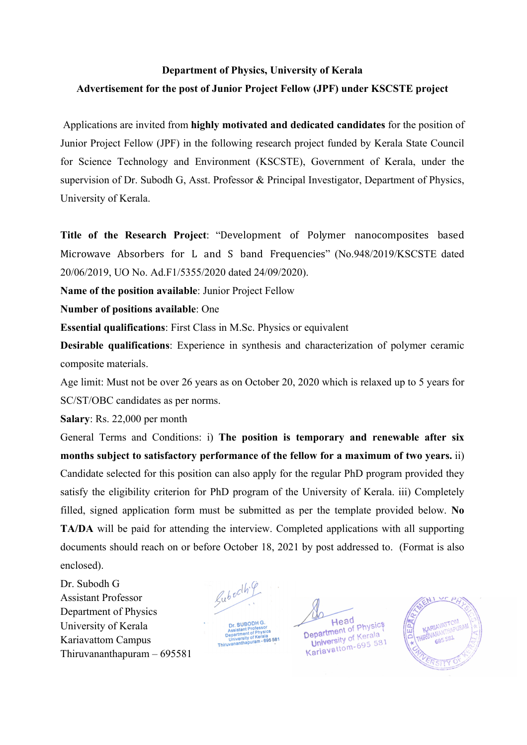**Department of Physics, University of Kerala**

**Advertisement for the post of Junior Project Fellow (JPF) under KSCSTE project**

Applications are invited from **highly motivated and dedicated candidates** for the position of Junior Project Fellow (JPF) in the following research project funded by Kerala State Council for Science Technology and Environment (KSCSTE), Government of Kerala, under the supervision of Dr. Subodh G, Asst. Professor & Principal Investigator, Department of Physics, University of Kerala.

**Title of the Research Project**: "Development of Polymer nanocomposites based Microwave Absorbers for L and S band Frequencies" (No.948/2019/KSCSTE dated 20/06/2019, UO No. Ad.F1/5355/2020 dated 24/09/2020).

**Name of the position available**: Junior Project Fellow

**Number of positions available**: One

**Essential qualifications**: First Class in M.Sc. Physics or equivalent

**Desirable qualifications**: Experience in synthesis and characterization of polymer ceramic composite materials.

Age limit: Must not be over 26 years as on October 20, 2020 which is relaxed up to 5 years for SC/ST/OBC candidates as per norms.

**Salary**: Rs. 22,000 per month

General Terms and Conditions: i) **The position is temporary and renewable after six months subject to satisfactory performance of the fellow for a maximum of two years.** ii) Candidate selected for this position can also apply for the regular PhD program provided they satisfy the eligibility criterion for PhD program of the University of Kerala. iii) Completely filled, signed application form must be submitted as per the template provided below. **No TA/DA** will be paid for attending the interview. Completed applications with all supporting documents should reach on or before October 18, 2021 by post addressed to. (Format is also enclosed).

Dr. Subodh G
Assistant Professor
Department of Physics
University of Kerala
Kariavattom Campus
Thiruvananthapuram – 695581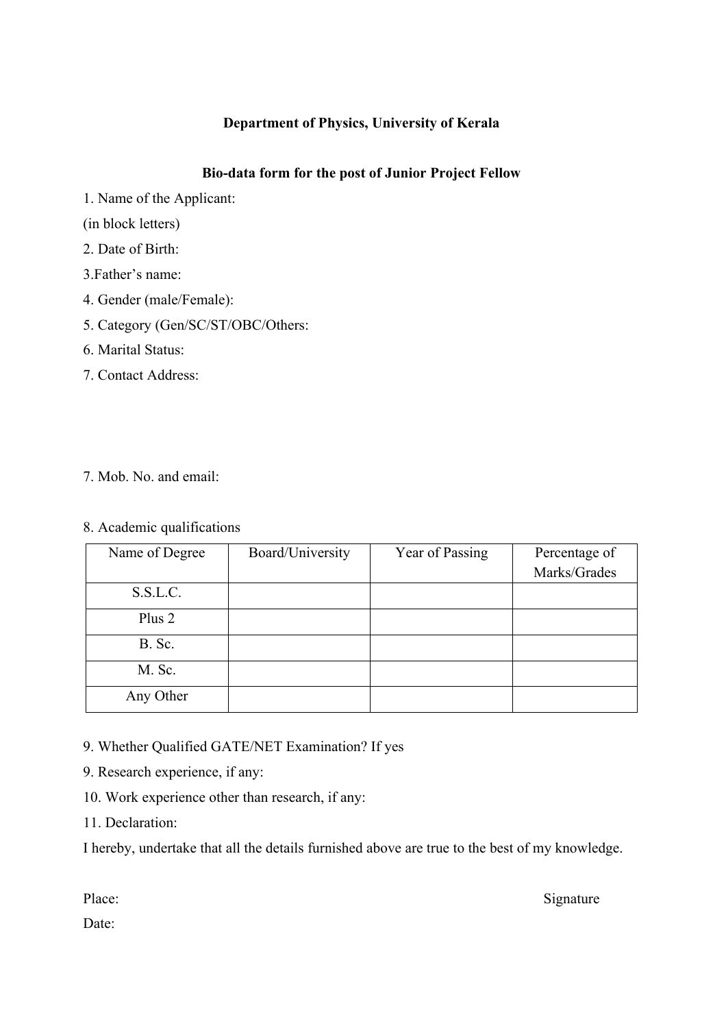**Department of Physics, University of Kerala**

**Bio-data form for the post of Junior Project Fellow**

1. Name of the Applicant:

(in block letters)

2. Date of Birth:

3.Father's name:

4. Gender (male/Female):

5. Category (Gen/SC/ST/OBC/Others:

6. Marital Status:

7. Contact Address:

7. Mob. No. and email:

8. Academic qualifications

| Name of Degree | Board/University | Year of Passing | Percentage of Marks/Grades |
|---|---|---|---|
| S.S.L.C. | | | |
| Plus 2 | | | |
| B. Sc. | | | |
| M. Sc. | | | |
| Any Other | | | |

9. Whether Qualified GATE/NET Examination? If yes

9. Research experience, if any:

10. Work experience other than research, if any:

11. Declaration:

I hereby, undertake that all the details furnished above are true to the best of my knowledge.

Place: Signature

Date: